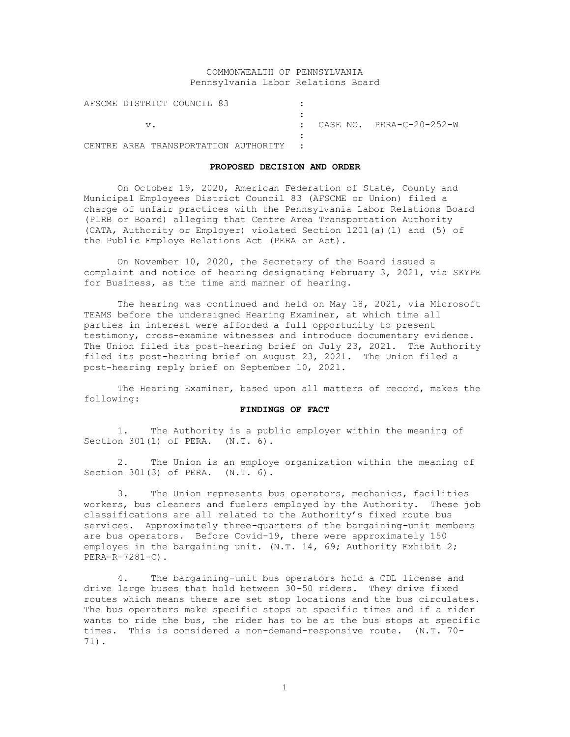COMMONWEALTH OF PENNSYLVANIA
Pennsylvania Labor Relations Board

| | | |
|---|---|---|
| AFSCME DISTRICT COUNCIL 83 | : | |
| | : | |
| v. | : | CASE NO. PERA-C-20-252-W |
| | : | |
| CENTRE AREA TRANSPORTATION AUTHORITY | : | |

## PROPOSED DECISION AND ORDER

On October 19, 2020, American Federation of State, County and Municipal Employees District Council 83 (AFSCME or Union) filed a charge of unfair practices with the Pennsylvania Labor Relations Board (PLRB or Board) alleging that Centre Area Transportation Authority (CATA, Authority or Employer) violated Section 1201(a)(1) and (5) of the Public Employe Relations Act (PERA or Act).

On November 10, 2020, the Secretary of the Board issued a complaint and notice of hearing designating February 3, 2021, via SKYPE for Business, as the time and manner of hearing.

The hearing was continued and held on May 18, 2021, via Microsoft TEAMS before the undersigned Hearing Examiner, at which time all parties in interest were afforded a full opportunity to present testimony, cross-examine witnesses and introduce documentary evidence. The Union filed its post-hearing brief on July 23, 2021. The Authority filed its post-hearing brief on August 23, 2021. The Union filed a post-hearing reply brief on September 10, 2021.

The Hearing Examiner, based upon all matters of record, makes the following:

### FINDINGS OF FACT

1. The Authority is a public employer within the meaning of Section 301(1) of PERA. (N.T. 6).

2. The Union is an employe organization within the meaning of Section 301(3) of PERA. (N.T. 6).

3. The Union represents bus operators, mechanics, facilities workers, bus cleaners and fuelers employed by the Authority. These job classifications are all related to the Authority's fixed route bus services. Approximately three-quarters of the bargaining-unit members are bus operators. Before Covid-19, there were approximately 150 employes in the bargaining unit. (N.T. 14, 69; Authority Exhibit 2; PERA-R-7281-C).

4. The bargaining-unit bus operators hold a CDL license and drive large buses that hold between 30-50 riders. They drive fixed routes which means there are set stop locations and the bus circulates. The bus operators make specific stops at specific times and if a rider wants to ride the bus, the rider has to be at the bus stops at specific times. This is considered a non-demand-responsive route. (N.T. 70-71).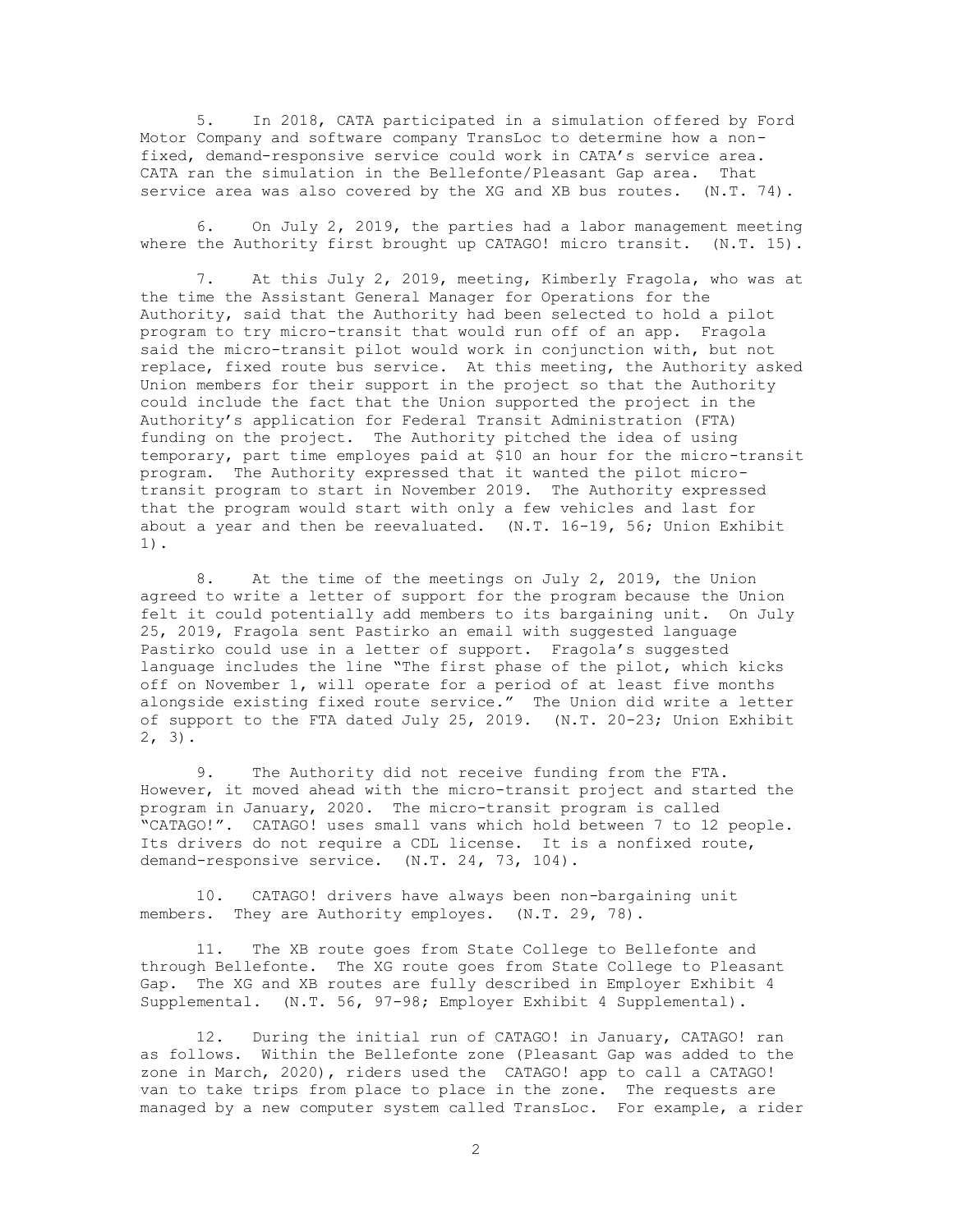5. In 2018, CATA participated in a simulation offered by Ford Motor Company and software company TransLoc to determine how a non-fixed, demand-responsive service could work in CATA's service area. CATA ran the simulation in the Bellefonte/Pleasant Gap area. That service area was also covered by the XG and XB bus routes. (N.T. 74).

6. On July 2, 2019, the parties had a labor management meeting where the Authority first brought up CATAGO! micro transit. (N.T. 15).

7. At this July 2, 2019, meeting, Kimberly Fragola, who was at the time the Assistant General Manager for Operations for the Authority, said that the Authority had been selected to hold a pilot program to try micro-transit that would run off of an app. Fragola said the micro-transit pilot would work in conjunction with, but not replace, fixed route bus service. At this meeting, the Authority asked Union members for their support in the project so that the Authority could include the fact that the Union supported the project in the Authority's application for Federal Transit Administration (FTA) funding on the project. The Authority pitched the idea of using temporary, part time employes paid at $10 an hour for the micro-transit program. The Authority expressed that it wanted the pilot micro-transit program to start in November 2019. The Authority expressed that the program would start with only a few vehicles and last for about a year and then be reevaluated. (N.T. 16-19, 56; Union Exhibit 1).

8. At the time of the meetings on July 2, 2019, the Union agreed to write a letter of support for the program because the Union felt it could potentially add members to its bargaining unit. On July 25, 2019, Fragola sent Pastirko an email with suggested language Pastirko could use in a letter of support. Fragola's suggested language includes the line "The first phase of the pilot, which kicks off on November 1, will operate for a period of at least five months alongside existing fixed route service." The Union did write a letter of support to the FTA dated July 25, 2019. (N.T. 20-23; Union Exhibit 2, 3).

9. The Authority did not receive funding from the FTA. However, it moved ahead with the micro-transit project and started the program in January, 2020. The micro-transit program is called "CATAGO!". CATAGO! uses small vans which hold between 7 to 12 people. Its drivers do not require a CDL license. It is a nonfixed route, demand-responsive service. (N.T. 24, 73, 104).

10. CATAGO! drivers have always been non-bargaining unit members. They are Authority employes. (N.T. 29, 78).

11. The XB route goes from State College to Bellefonte and through Bellefonte. The XG route goes from State College to Pleasant Gap. The XG and XB routes are fully described in Employer Exhibit 4 Supplemental. (N.T. 56, 97-98; Employer Exhibit 4 Supplemental).

12. During the initial run of CATAGO! in January, CATAGO! ran as follows. Within the Bellefonte zone (Pleasant Gap was added to the zone in March, 2020), riders used the CATAGO! app to call a CATAGO! van to take trips from place to place in the zone. The requests are managed by a new computer system called TransLoc. For example, a rider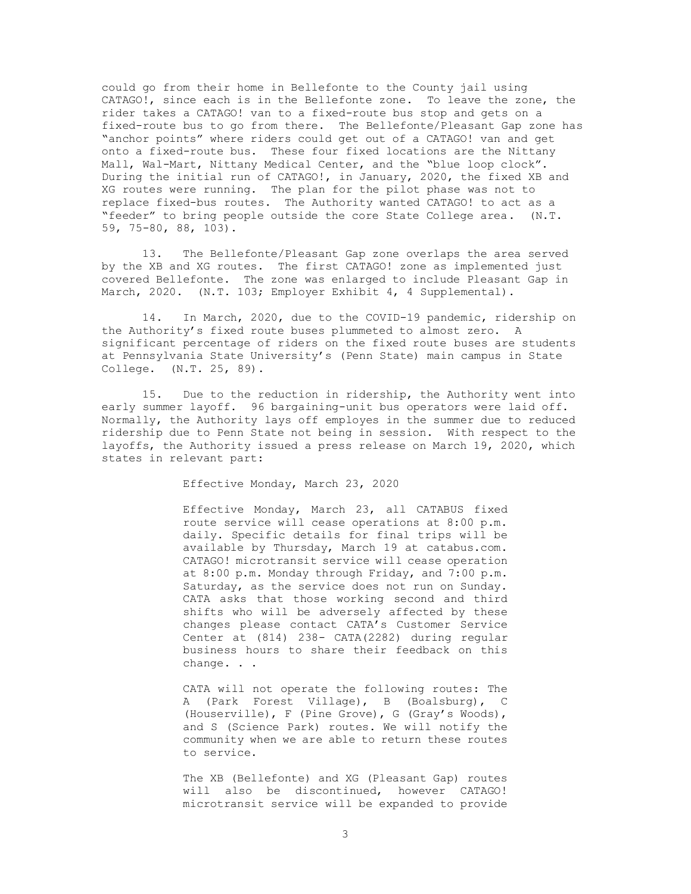could go from their home in Bellefonte to the County jail using CATAGO!, since each is in the Bellefonte zone. To leave the zone, the rider takes a CATAGO! van to a fixed-route bus stop and gets on a fixed-route bus to go from there. The Bellefonte/Pleasant Gap zone has "anchor points" where riders could get out of a CATAGO! van and get onto a fixed-route bus. These four fixed locations are the Nittany Mall, Wal-Mart, Nittany Medical Center, and the "blue loop clock". During the initial run of CATAGO!, in January, 2020, the fixed XB and XG routes were running. The plan for the pilot phase was not to replace fixed-bus routes. The Authority wanted CATAGO! to act as a "feeder" to bring people outside the core State College area. (N.T. 59, 75-80, 88, 103).

13. The Bellefonte/Pleasant Gap zone overlaps the area served by the XB and XG routes. The first CATAGO! zone as implemented just covered Bellefonte. The zone was enlarged to include Pleasant Gap in March, 2020. (N.T. 103; Employer Exhibit 4, 4 Supplemental).

14. In March, 2020, due to the COVID-19 pandemic, ridership on the Authority's fixed route buses plummeted to almost zero. A significant percentage of riders on the fixed route buses are students at Pennsylvania State University's (Penn State) main campus in State College. (N.T. 25, 89).

15. Due to the reduction in ridership, the Authority went into early summer layoff. 96 bargaining-unit bus operators were laid off. Normally, the Authority lays off employes in the summer due to reduced ridership due to Penn State not being in session. With respect to the layoffs, the Authority issued a press release on March 19, 2020, which states in relevant part:

> Effective Monday, March 23, 2020
>
> Effective Monday, March 23, all CATABUS fixed route service will cease operations at 8:00 p.m. daily. Specific details for final trips will be available by Thursday, March 19 at catabus.com. CATAGO! microtransit service will cease operation at 8:00 p.m. Monday through Friday, and 7:00 p.m. Saturday, as the service does not run on Sunday. CATA asks that those working second and third shifts who will be adversely affected by these changes please contact CATA's Customer Service Center at (814) 238- CATA(2282) during regular business hours to share their feedback on this change. . .
>
> CATA will not operate the following routes: The A (Park Forest Village), B (Boalsburg), C (Houserville), F (Pine Grove), G (Gray's Woods), and S (Science Park) routes. We will notify the community when we are able to return these routes to service.
>
> The XB (Bellefonte) and XG (Pleasant Gap) routes will also be discontinued, however CATAGO! microtransit service will be expanded to provide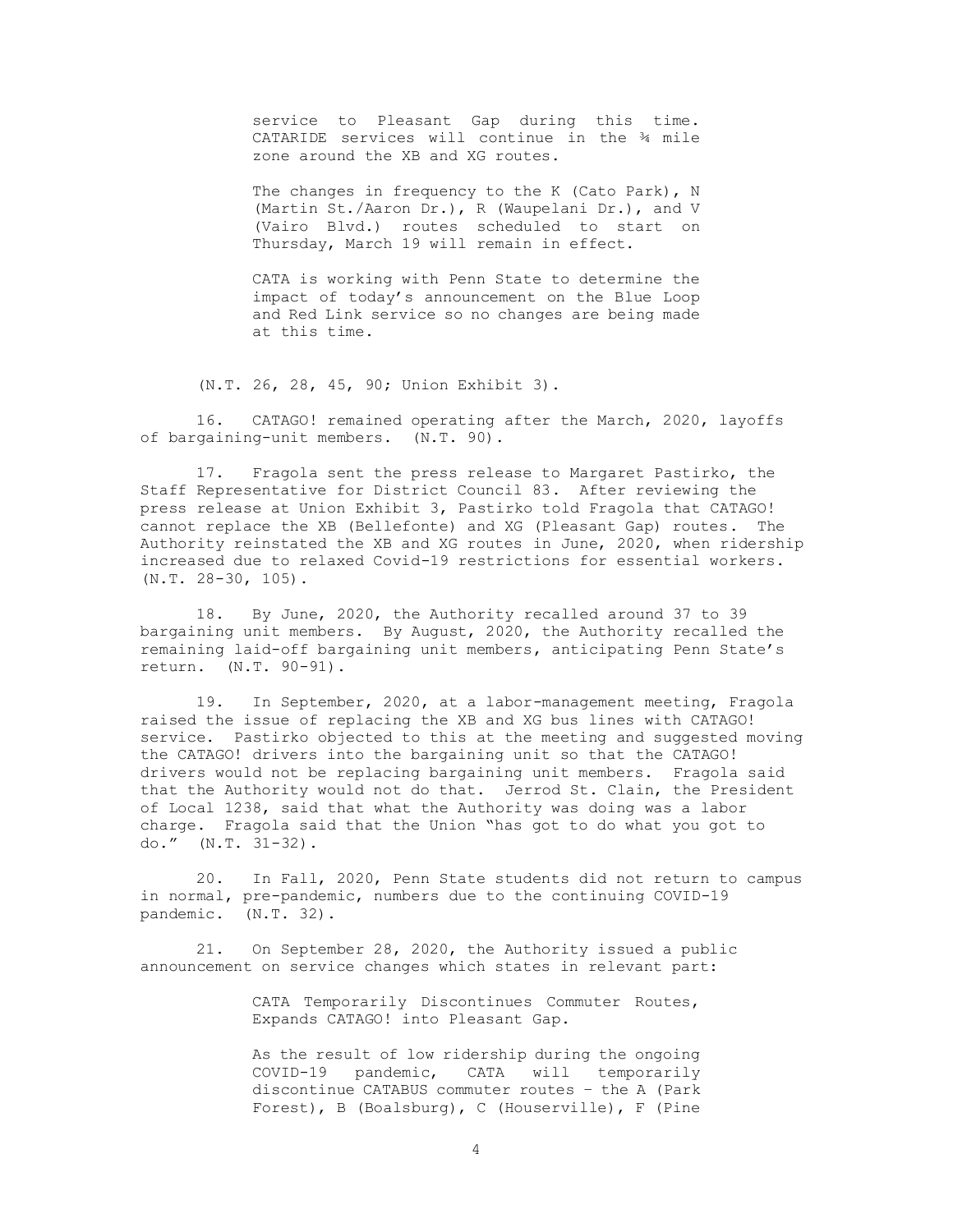> service to Pleasant Gap during this time. CATARIDE services will continue in the ¾ mile zone around the XB and XG routes.
>
> The changes in frequency to the K (Cato Park), N (Martin St./Aaron Dr.), R (Waupelani Dr.), and V (Vairo Blvd.) routes scheduled to start on Thursday, March 19 will remain in effect.
>
> CATA is working with Penn State to determine the impact of today's announcement on the Blue Loop and Red Link service so no changes are being made at this time.

(N.T. 26, 28, 45, 90; Union Exhibit 3).

16. CATAGO! remained operating after the March, 2020, layoffs of bargaining-unit members. (N.T. 90).

17. Fragola sent the press release to Margaret Pastirko, the Staff Representative for District Council 83. After reviewing the press release at Union Exhibit 3, Pastirko told Fragola that CATAGO! cannot replace the XB (Bellefonte) and XG (Pleasant Gap) routes. The Authority reinstated the XB and XG routes in June, 2020, when ridership increased due to relaxed Covid-19 restrictions for essential workers. (N.T. 28-30, 105).

18. By June, 2020, the Authority recalled around 37 to 39 bargaining unit members. By August, 2020, the Authority recalled the remaining laid-off bargaining unit members, anticipating Penn State's return. (N.T. 90-91).

19. In September, 2020, at a labor-management meeting, Fragola raised the issue of replacing the XB and XG bus lines with CATAGO! service. Pastirko objected to this at the meeting and suggested moving the CATAGO! drivers into the bargaining unit so that the CATAGO! drivers would not be replacing bargaining unit members. Fragola said that the Authority would not do that. Jerrod St. Clain, the President of Local 1238, said that what the Authority was doing was a labor charge. Fragola said that the Union "has got to do what you got to do." (N.T. 31-32).

20. In Fall, 2020, Penn State students did not return to campus in normal, pre-pandemic, numbers due to the continuing COVID-19 pandemic. (N.T. 32).

21. On September 28, 2020, the Authority issued a public announcement on service changes which states in relevant part:

> CATA Temporarily Discontinues Commuter Routes, Expands CATAGO! into Pleasant Gap.
>
> As the result of low ridership during the ongoing COVID-19 pandemic, CATA will temporarily discontinue CATABUS commuter routes – the A (Park Forest), B (Boalsburg), C (Houserville), F (Pine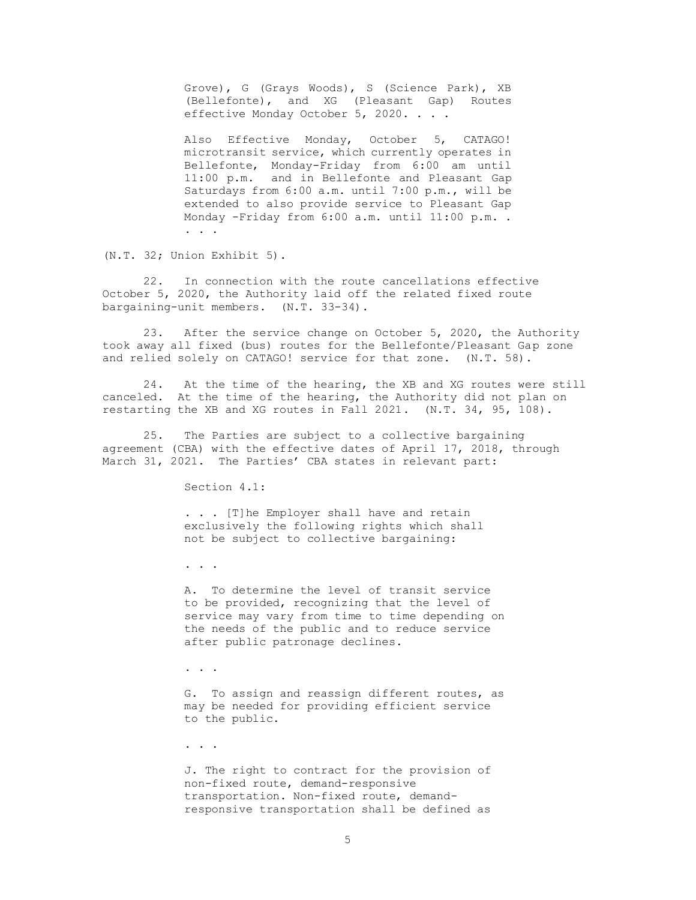> Grove), G (Grays Woods), S (Science Park), XB (Bellefonte), and XG (Pleasant Gap) Routes effective Monday October 5, 2020. . . .
>
> Also Effective Monday, October 5, CATAGO! microtransit service, which currently operates in Bellefonte, Monday-Friday from 6:00 am until 11:00 p.m. and in Bellefonte and Pleasant Gap Saturdays from 6:00 a.m. until 7:00 p.m., will be extended to also provide service to Pleasant Gap Monday -Friday from 6:00 a.m. until 11:00 p.m. . . . .

(N.T. 32; Union Exhibit 5).

22. In connection with the route cancellations effective October 5, 2020, the Authority laid off the related fixed route bargaining-unit members. (N.T. 33-34).

23. After the service change on October 5, 2020, the Authority took away all fixed (bus) routes for the Bellefonte/Pleasant Gap zone and relied solely on CATAGO! service for that zone. (N.T. 58).

24. At the time of the hearing, the XB and XG routes were still canceled. At the time of the hearing, the Authority did not plan on restarting the XB and XG routes in Fall 2021. (N.T. 34, 95, 108).

25. The Parties are subject to a collective bargaining agreement (CBA) with the effective dates of April 17, 2018, through March 31, 2021. The Parties' CBA states in relevant part:

> Section 4.1:
>
> . . . [T]he Employer shall have and retain exclusively the following rights which shall not be subject to collective bargaining:
>
> . . .
>
> A. To determine the level of transit service to be provided, recognizing that the level of service may vary from time to time depending on the needs of the public and to reduce service after public patronage declines.
>
> . . .
>
> G. To assign and reassign different routes, as may be needed for providing efficient service to the public.
>
> . . .
>
> J. The right to contract for the provision of non-fixed route, demand-responsive transportation. Non-fixed route, demand-responsive transportation shall be defined as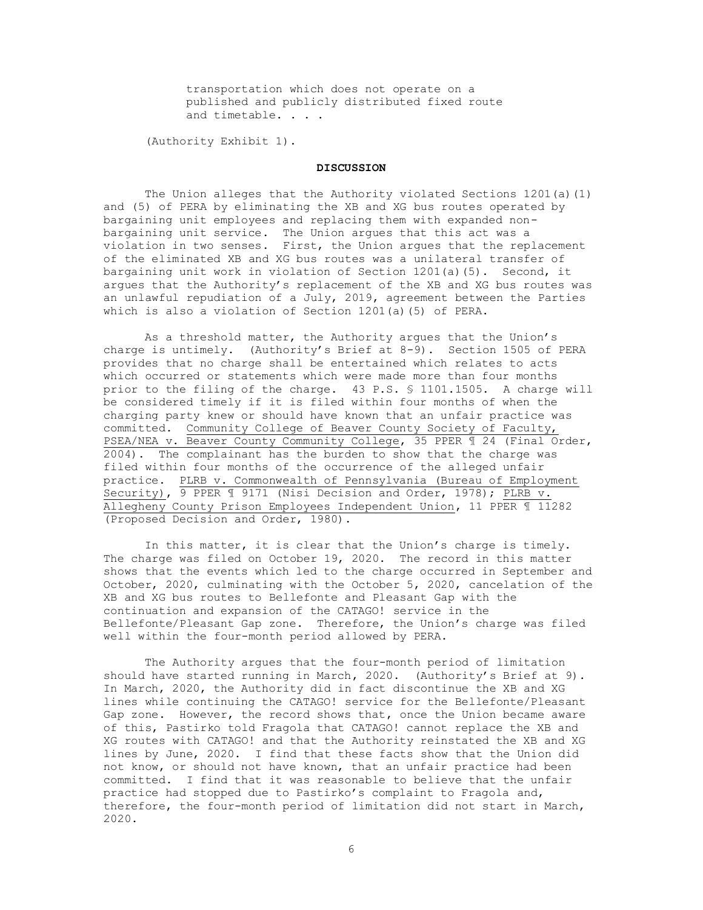> transportation which does not operate on a published and publicly distributed fixed route and timetable. . . .

(Authority Exhibit 1).

## DISCUSSION

The Union alleges that the Authority violated Sections 1201(a)(1) and (5) of PERA by eliminating the XB and XG bus routes operated by bargaining unit employees and replacing them with expanded non-bargaining unit service. The Union argues that this act was a violation in two senses. First, the Union argues that the replacement of the eliminated XB and XG bus routes was a unilateral transfer of bargaining unit work in violation of Section 1201(a)(5). Second, it argues that the Authority's replacement of the XB and XG bus routes was an unlawful repudiation of a July, 2019, agreement between the Parties which is also a violation of Section 1201(a)(5) of PERA.

As a threshold matter, the Authority argues that the Union's charge is untimely. (Authority's Brief at 8-9). Section 1505 of PERA provides that no charge shall be entertained which relates to acts which occurred or statements which were made more than four months prior to the filing of the charge. 43 P.S. § 1101.1505. A charge will be considered timely if it is filed within four months of when the charging party knew or should have known that an unfair practice was committed. Community College of Beaver County Society of Faculty, PSEA/NEA v. Beaver County Community College, 35 PPER ¶ 24 (Final Order, 2004). The complainant has the burden to show that the charge was filed within four months of the occurrence of the alleged unfair practice. PLRB v. Commonwealth of Pennsylvania (Bureau of Employment Security), 9 PPER ¶ 9171 (Nisi Decision and Order, 1978); PLRB v. Allegheny County Prison Employees Independent Union, 11 PPER ¶ 11282 (Proposed Decision and Order, 1980).

In this matter, it is clear that the Union's charge is timely. The charge was filed on October 19, 2020. The record in this matter shows that the events which led to the charge occurred in September and October, 2020, culminating with the October 5, 2020, cancelation of the XB and XG bus routes to Bellefonte and Pleasant Gap with the continuation and expansion of the CATAGO! service in the Bellefonte/Pleasant Gap zone. Therefore, the Union's charge was filed well within the four-month period allowed by PERA.

The Authority argues that the four-month period of limitation should have started running in March, 2020. (Authority's Brief at 9). In March, 2020, the Authority did in fact discontinue the XB and XG lines while continuing the CATAGO! service for the Bellefonte/Pleasant Gap zone. However, the record shows that, once the Union became aware of this, Pastirko told Fragola that CATAGO! cannot replace the XB and XG routes with CATAGO! and that the Authority reinstated the XB and XG lines by June, 2020. I find that these facts show that the Union did not know, or should not have known, that an unfair practice had been committed. I find that it was reasonable to believe that the unfair practice had stopped due to Pastirko's complaint to Fragola and, therefore, the four-month period of limitation did not start in March, 2020.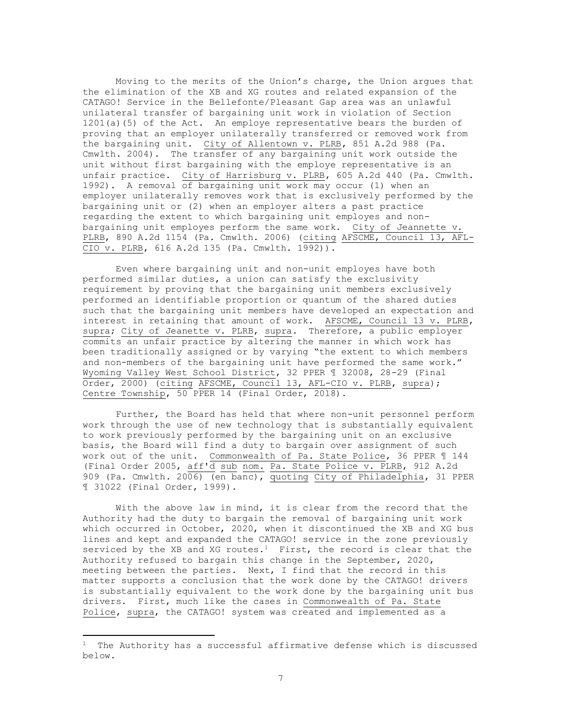Moving to the merits of the Union's charge, the Union argues that the elimination of the XB and XG routes and related expansion of the CATAGO! Service in the Bellefonte/Pleasant Gap area was an unlawful unilateral transfer of bargaining unit work in violation of Section 1201(a)(5) of the Act. An employe representative bears the burden of proving that an employer unilaterally transferred or removed work from the bargaining unit. City of Allentown v. PLRB, 851 A.2d 988 (Pa. Cmwlth. 2004). The transfer of any bargaining unit work outside the unit without first bargaining with the employe representative is an unfair practice. City of Harrisburg v. PLRB, 605 A.2d 440 (Pa. Cmwlth. 1992). A removal of bargaining unit work may occur (1) when an employer unilaterally removes work that is exclusively performed by the bargaining unit or (2) when an employer alters a past practice regarding the extent to which bargaining unit employes and non-bargaining unit employes perform the same work. City of Jeannette v. PLRB, 890 A.2d 1154 (Pa. Cmwlth. 2006) (citing AFSCME, Council 13, AFL-CIO v. PLRB, 616 A.2d 135 (Pa. Cmwlth. 1992)).

Even where bargaining unit and non-unit employes have both performed similar duties, a union can satisfy the exclusivity requirement by proving that the bargaining unit members exclusively performed an identifiable proportion or quantum of the shared duties such that the bargaining unit members have developed an expectation and interest in retaining that amount of work. AFSCME, Council 13 v. PLRB, supra; City of Jeanette v. PLRB, supra. Therefore, a public employer commits an unfair practice by altering the manner in which work has been traditionally assigned or by varying "the extent to which members and non-members of the bargaining unit have performed the same work." Wyoming Valley West School District, 32 PPER ¶ 32008, 28-29 (Final Order, 2000) (citing AFSCME, Council 13, AFL-CIO v. PLRB, supra); Centre Township, 50 PPER 14 (Final Order, 2018).

Further, the Board has held that where non-unit personnel perform work through the use of new technology that is substantially equivalent to work previously performed by the bargaining unit on an exclusive basis, the Board will find a duty to bargain over assignment of such work out of the unit. Commonwealth of Pa. State Police, 36 PPER ¶ 144 (Final Order 2005, aff'd sub nom. Pa. State Police v. PLRB, 912 A.2d 909 (Pa. Cmwlth. 2006) (en banc), quoting City of Philadelphia, 31 PPER ¶ 31022 (Final Order, 1999).

With the above law in mind, it is clear from the record that the Authority had the duty to bargain the removal of bargaining unit work which occurred in October, 2020, when it discontinued the XB and XG bus lines and kept and expanded the CATAGO! service in the zone previously serviced by the XB and XG routes.[1] First, the record is clear that the Authority refused to bargain this change in the September, 2020, meeting between the parties. Next, I find that the record in this matter supports a conclusion that the work done by the CATAGO! drivers is substantially equivalent to the work done by the bargaining unit bus drivers. First, much like the cases in Commonwealth of Pa. State Police, supra, the CATAGO! system was created and implemented as a

[1] The Authority has a successful affirmative defense which is discussed below.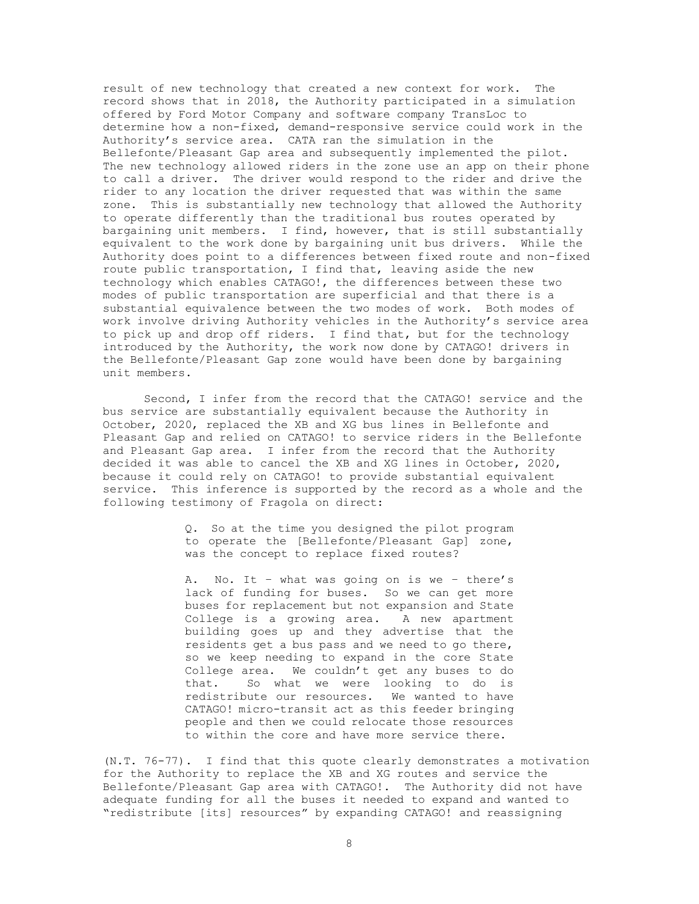result of new technology that created a new context for work. The record shows that in 2018, the Authority participated in a simulation offered by Ford Motor Company and software company TransLoc to determine how a non-fixed, demand-responsive service could work in the Authority's service area. CATA ran the simulation in the Bellefonte/Pleasant Gap area and subsequently implemented the pilot. The new technology allowed riders in the zone use an app on their phone to call a driver. The driver would respond to the rider and drive the rider to any location the driver requested that was within the same zone. This is substantially new technology that allowed the Authority to operate differently than the traditional bus routes operated by bargaining unit members. I find, however, that is still substantially equivalent to the work done by bargaining unit bus drivers. While the Authority does point to a differences between fixed route and non-fixed route public transportation, I find that, leaving aside the new technology which enables CATAGO!, the differences between these two modes of public transportation are superficial and that there is a substantial equivalence between the two modes of work. Both modes of work involve driving Authority vehicles in the Authority's service area to pick up and drop off riders. I find that, but for the technology introduced by the Authority, the work now done by CATAGO! drivers in the Bellefonte/Pleasant Gap zone would have been done by bargaining unit members.

Second, I infer from the record that the CATAGO! service and the bus service are substantially equivalent because the Authority in October, 2020, replaced the XB and XG bus lines in Bellefonte and Pleasant Gap and relied on CATAGO! to service riders in the Bellefonte and Pleasant Gap area. I infer from the record that the Authority decided it was able to cancel the XB and XG lines in October, 2020, because it could rely on CATAGO! to provide substantial equivalent service. This inference is supported by the record as a whole and the following testimony of Fragola on direct:

> Q. So at the time you designed the pilot program to operate the [Bellefonte/Pleasant Gap] zone, was the concept to replace fixed routes?
>
> A. No. It – what was going on is we – there's lack of funding for buses. So we can get more buses for replacement but not expansion and State College is a growing area. A new apartment building goes up and they advertise that the residents get a bus pass and we need to go there, so we keep needing to expand in the core State College area. We couldn't get any buses to do that. So what we were looking to do is redistribute our resources. We wanted to have CATAGO! micro-transit act as this feeder bringing people and then we could relocate those resources to within the core and have more service there.

(N.T. 76-77). I find that this quote clearly demonstrates a motivation for the Authority to replace the XB and XG routes and service the Bellefonte/Pleasant Gap area with CATAGO!. The Authority did not have adequate funding for all the buses it needed to expand and wanted to "redistribute [its] resources" by expanding CATAGO! and reassigning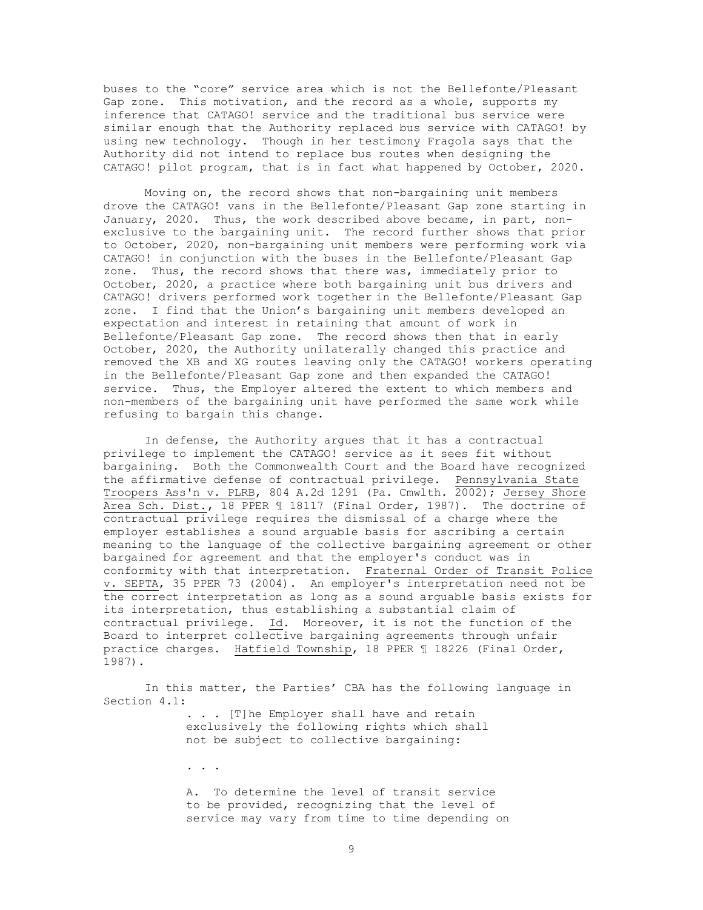buses to the "core" service area which is not the Bellefonte/Pleasant Gap zone. This motivation, and the record as a whole, supports my inference that CATAGO! service and the traditional bus service were similar enough that the Authority replaced bus service with CATAGO! by using new technology. Though in her testimony Fragola says that the Authority did not intend to replace bus routes when designing the CATAGO! pilot program, that is in fact what happened by October, 2020.

Moving on, the record shows that non-bargaining unit members drove the CATAGO! vans in the Bellefonte/Pleasant Gap zone starting in January, 2020. Thus, the work described above became, in part, non-exclusive to the bargaining unit. The record further shows that prior to October, 2020, non-bargaining unit members were performing work via CATAGO! in conjunction with the buses in the Bellefonte/Pleasant Gap zone. Thus, the record shows that there was, immediately prior to October, 2020, a practice where both bargaining unit bus drivers and CATAGO! drivers performed work together in the Bellefonte/Pleasant Gap zone. I find that the Union's bargaining unit members developed an expectation and interest in retaining that amount of work in Bellefonte/Pleasant Gap zone. The record shows then that in early October, 2020, the Authority unilaterally changed this practice and removed the XB and XG routes leaving only the CATAGO! workers operating in the Bellefonte/Pleasant Gap zone and then expanded the CATAGO! service. Thus, the Employer altered the extent to which members and non-members of the bargaining unit have performed the same work while refusing to bargain this change.

In defense, the Authority argues that it has a contractual privilege to implement the CATAGO! service as it sees fit without bargaining. Both the Commonwealth Court and the Board have recognized the affirmative defense of contractual privilege. Pennsylvania State Troopers Ass'n v. PLRB, 804 A.2d 1291 (Pa. Cmwlth. 2002); Jersey Shore Area Sch. Dist., 18 PPER ¶ 18117 (Final Order, 1987). The doctrine of contractual privilege requires the dismissal of a charge where the employer establishes a sound arguable basis for ascribing a certain meaning to the language of the collective bargaining agreement or other bargained for agreement and that the employer's conduct was in conformity with that interpretation. Fraternal Order of Transit Police v. SEPTA, 35 PPER 73 (2004). An employer's interpretation need not be the correct interpretation as long as a sound arguable basis exists for its interpretation, thus establishing a substantial claim of contractual privilege. Id. Moreover, it is not the function of the Board to interpret collective bargaining agreements through unfair practice charges. Hatfield Township, 18 PPER ¶ 18226 (Final Order, 1987).

In this matter, the Parties' CBA has the following language in Section 4.1:

> . . . [T]he Employer shall have and retain exclusively the following rights which shall not be subject to collective bargaining:
>
> . . .
>
> A. To determine the level of transit service to be provided, recognizing that the level of service may vary from time to time depending on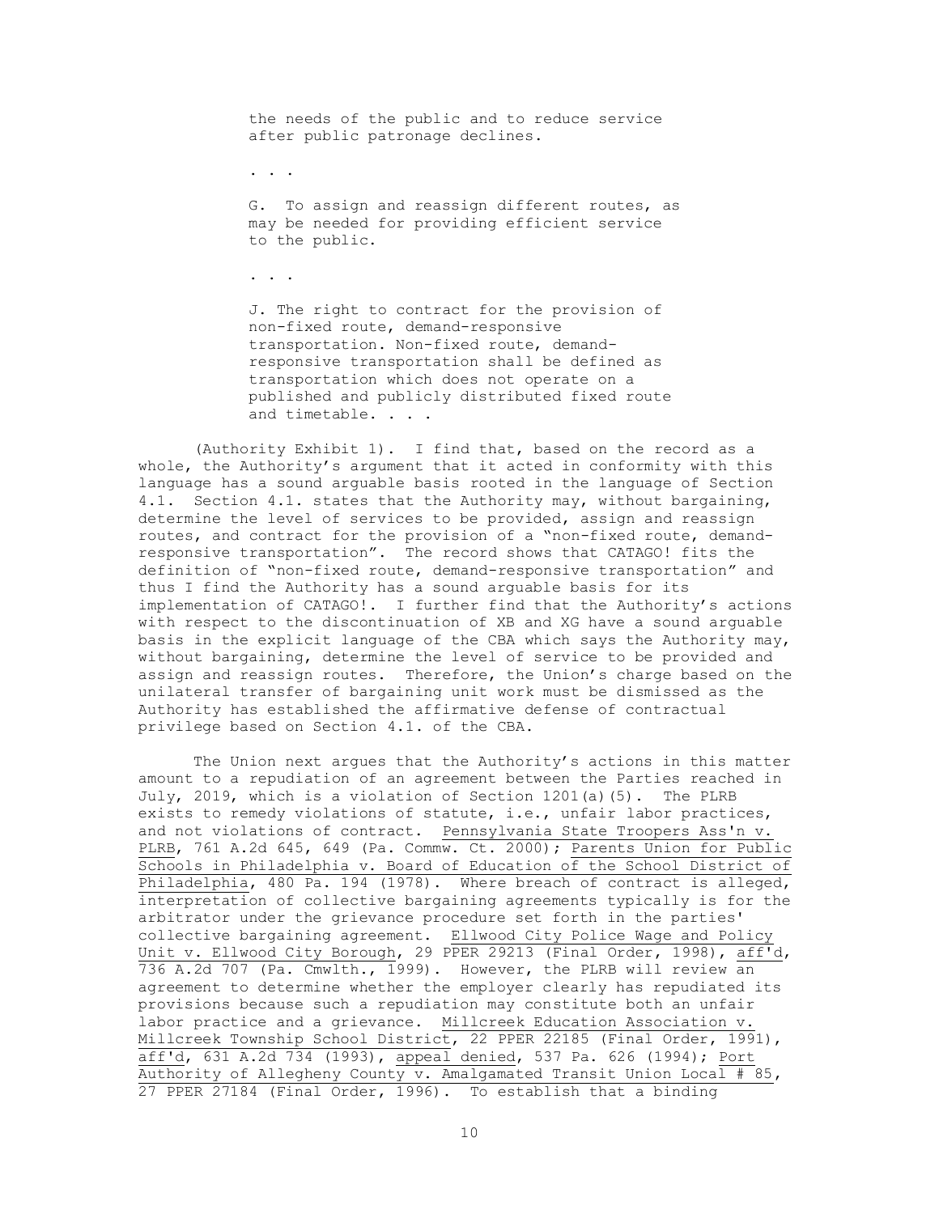> the needs of the public and to reduce service after public patronage declines.
>
> . . .
>
> G. To assign and reassign different routes, as may be needed for providing efficient service to the public.
>
> . . .
>
> J. The right to contract for the provision of non-fixed route, demand-responsive transportation. Non-fixed route, demand-responsive transportation shall be defined as transportation which does not operate on a published and publicly distributed fixed route and timetable. . . .

(Authority Exhibit 1). I find that, based on the record as a whole, the Authority's argument that it acted in conformity with this language has a sound arguable basis rooted in the language of Section 4.1. Section 4.1. states that the Authority may, without bargaining, determine the level of services to be provided, assign and reassign routes, and contract for the provision of a "non-fixed route, demand-responsive transportation". The record shows that CATAGO! fits the definition of "non-fixed route, demand-responsive transportation" and thus I find the Authority has a sound arguable basis for its implementation of CATAGO!. I further find that the Authority's actions with respect to the discontinuation of XB and XG have a sound arguable basis in the explicit language of the CBA which says the Authority may, without bargaining, determine the level of service to be provided and assign and reassign routes. Therefore, the Union's charge based on the unilateral transfer of bargaining unit work must be dismissed as the Authority has established the affirmative defense of contractual privilege based on Section 4.1. of the CBA.

The Union next argues that the Authority's actions in this matter amount to a repudiation of an agreement between the Parties reached in July, 2019, which is a violation of Section 1201(a)(5). The PLRB exists to remedy violations of statute, i.e., unfair labor practices, and not violations of contract. Pennsylvania State Troopers Ass'n v. PLRB, 761 A.2d 645, 649 (Pa. Commw. Ct. 2000); Parents Union for Public Schools in Philadelphia v. Board of Education of the School District of Philadelphia, 480 Pa. 194 (1978). Where breach of contract is alleged, interpretation of collective bargaining agreements typically is for the arbitrator under the grievance procedure set forth in the parties' collective bargaining agreement. Ellwood City Police Wage and Policy Unit v. Ellwood City Borough, 29 PPER 29213 (Final Order, 1998), aff'd, 736 A.2d 707 (Pa. Cmwlth., 1999). However, the PLRB will review an agreement to determine whether the employer clearly has repudiated its provisions because such a repudiation may constitute both an unfair labor practice and a grievance. Millcreek Education Association v. Millcreek Township School District, 22 PPER 22185 (Final Order, 1991), aff'd, 631 A.2d 734 (1993), appeal denied, 537 Pa. 626 (1994); Port Authority of Allegheny County v. Amalgamated Transit Union Local # 85, 27 PPER 27184 (Final Order, 1996). To establish that a binding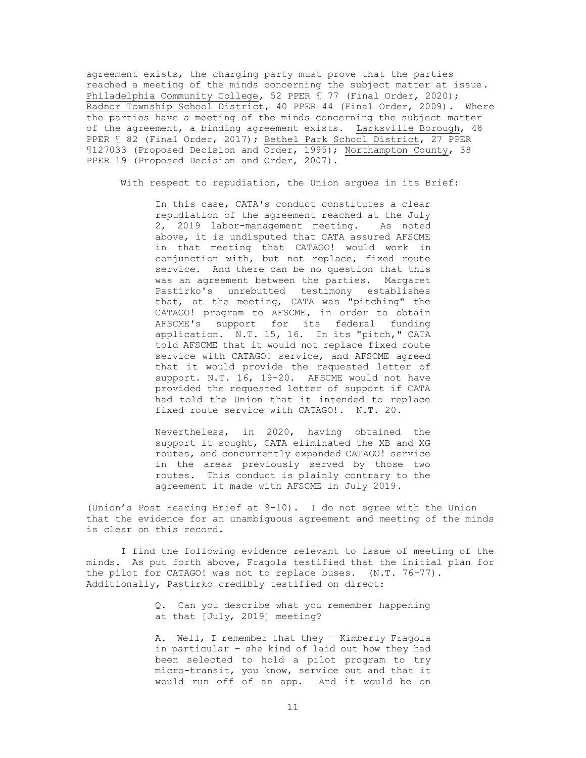agreement exists, the charging party must prove that the parties reached a meeting of the minds concerning the subject matter at issue. Philadelphia Community College, 52 PPER ¶ 77 (Final Order, 2020); Radnor Township School District, 40 PPER 44 (Final Order, 2009). Where the parties have a meeting of the minds concerning the subject matter of the agreement, a binding agreement exists. Larksville Borough, 48 PPER ¶ 82 (Final Order, 2017); Bethel Park School District, 27 PPER ¶127033 (Proposed Decision and Order, 1995); Northampton County, 38 PPER 19 (Proposed Decision and Order, 2007).

With respect to repudiation, the Union argues in its Brief:

> In this case, CATA's conduct constitutes a clear repudiation of the agreement reached at the July 2, 2019 labor-management meeting. As noted above, it is undisputed that CATA assured AFSCME in that meeting that CATAGO! would work in conjunction with, but not replace, fixed route service. And there can be no question that this was an agreement between the parties. Margaret Pastirko's unrebutted testimony establishes that, at the meeting, CATA was "pitching" the CATAGO! program to AFSCME, in order to obtain AFSCME's support for its federal funding application. N.T. 15, 16. In its "pitch," CATA told AFSCME that it would not replace fixed route service with CATAGO! service, and AFSCME agreed that it would provide the requested letter of support. N.T. 16, 19-20. AFSCME would not have provided the requested letter of support if CATA had told the Union that it intended to replace fixed route service with CATAGO!. N.T. 20.
>
> Nevertheless, in 2020, having obtained the support it sought, CATA eliminated the XB and XG routes, and concurrently expanded CATAGO! service in the areas previously served by those two routes. This conduct is plainly contrary to the agreement it made with AFSCME in July 2019.

(Union's Post Hearing Brief at 9-10). I do not agree with the Union that the evidence for an unambiguous agreement and meeting of the minds is clear on this record.

I find the following evidence relevant to issue of meeting of the minds. As put forth above, Fragola testified that the initial plan for the pilot for CATAGO! was not to replace buses. (N.T. 76-77). Additionally, Pastirko credibly testified on direct:

> Q. Can you describe what you remember happening at that [July, 2019] meeting?
>
> A. Well, I remember that they – Kimberly Fragola in particular – she kind of laid out how they had been selected to hold a pilot program to try micro-transit, you know, service out and that it would run off of an app. And it would be on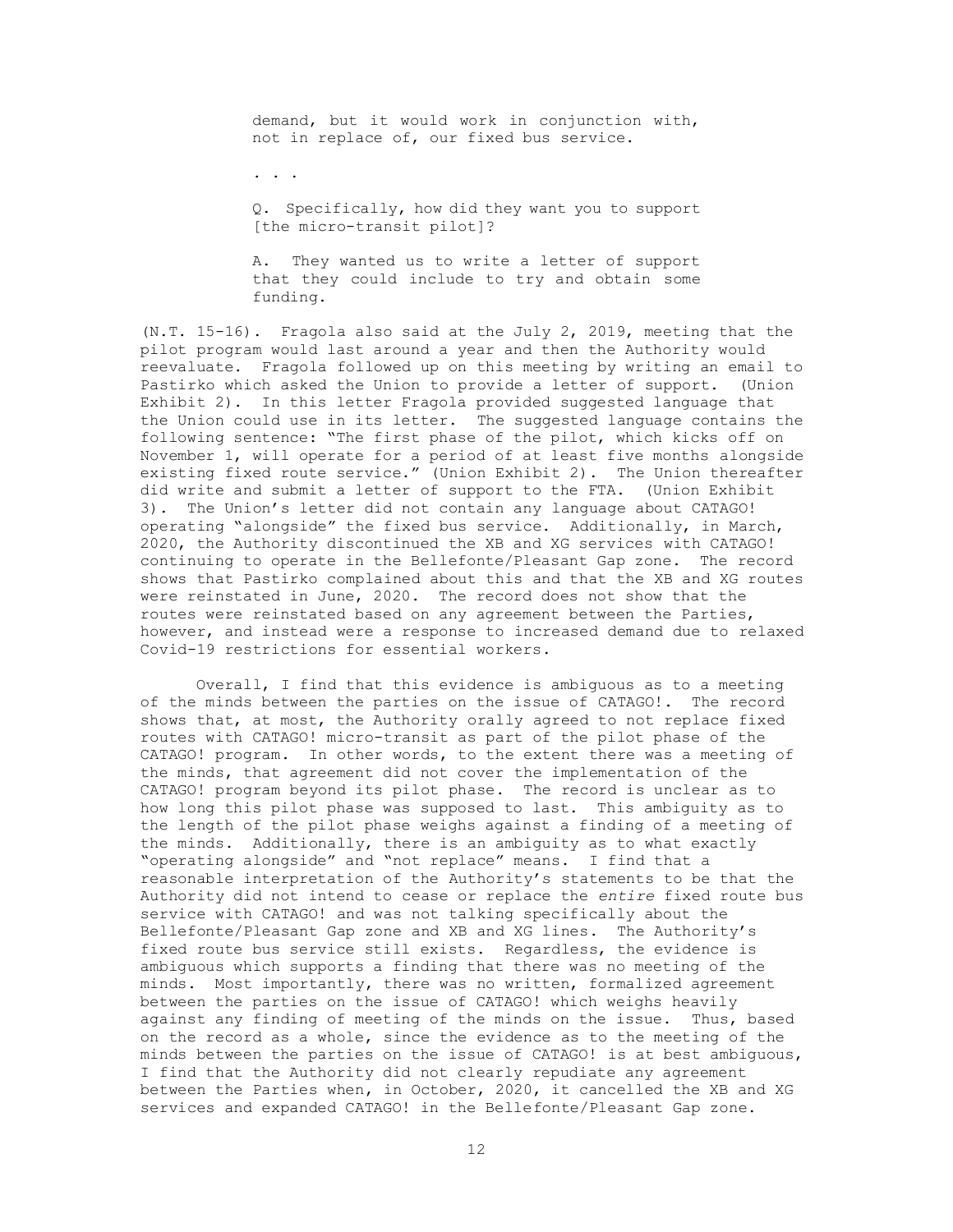> demand, but it would work in conjunction with, not in replace of, our fixed bus service.
>
> . . .
>
> Q. Specifically, how did they want you to support [the micro-transit pilot]?
>
> A. They wanted us to write a letter of support that they could include to try and obtain some funding.

(N.T. 15-16). Fragola also said at the July 2, 2019, meeting that the pilot program would last around a year and then the Authority would reevaluate. Fragola followed up on this meeting by writing an email to Pastirko which asked the Union to provide a letter of support. (Union Exhibit 2). In this letter Fragola provided suggested language that the Union could use in its letter. The suggested language contains the following sentence: "The first phase of the pilot, which kicks off on November 1, will operate for a period of at least five months alongside existing fixed route service." (Union Exhibit 2). The Union thereafter did write and submit a letter of support to the FTA. (Union Exhibit 3). The Union's letter did not contain any language about CATAGO! operating "alongside" the fixed bus service. Additionally, in March, 2020, the Authority discontinued the XB and XG services with CATAGO! continuing to operate in the Bellefonte/Pleasant Gap zone. The record shows that Pastirko complained about this and that the XB and XG routes were reinstated in June, 2020. The record does not show that the routes were reinstated based on any agreement between the Parties, however, and instead were a response to increased demand due to relaxed Covid-19 restrictions for essential workers.

Overall, I find that this evidence is ambiguous as to a meeting of the minds between the parties on the issue of CATAGO!. The record shows that, at most, the Authority orally agreed to not replace fixed routes with CATAGO! micro-transit as part of the pilot phase of the CATAGO! program. In other words, to the extent there was a meeting of the minds, that agreement did not cover the implementation of the CATAGO! program beyond its pilot phase. The record is unclear as to how long this pilot phase was supposed to last. This ambiguity as to the length of the pilot phase weighs against a finding of a meeting of the minds. Additionally, there is an ambiguity as to what exactly "operating alongside" and "not replace" means. I find that a reasonable interpretation of the Authority's statements to be that the Authority did not intend to cease or replace the *entire* fixed route bus service with CATAGO! and was not talking specifically about the Bellefonte/Pleasant Gap zone and XB and XG lines. The Authority's fixed route bus service still exists. Regardless, the evidence is ambiguous which supports a finding that there was no meeting of the minds. Most importantly, there was no written, formalized agreement between the parties on the issue of CATAGO! which weighs heavily against any finding of meeting of the minds on the issue. Thus, based on the record as a whole, since the evidence as to the meeting of the minds between the parties on the issue of CATAGO! is at best ambiguous, I find that the Authority did not clearly repudiate any agreement between the Parties when, in October, 2020, it cancelled the XB and XG services and expanded CATAGO! in the Bellefonte/Pleasant Gap zone.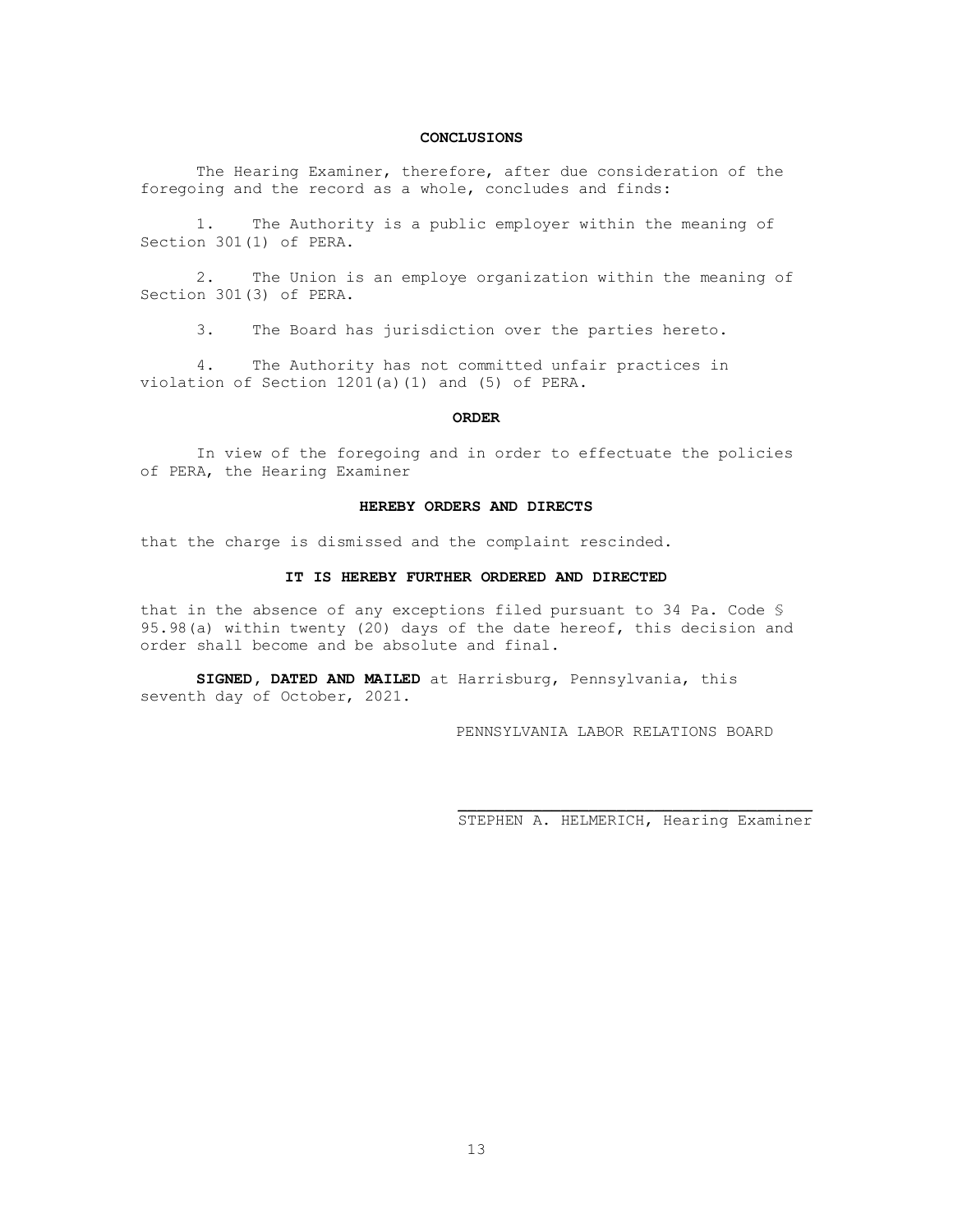## CONCLUSIONS

The Hearing Examiner, therefore, after due consideration of the foregoing and the record as a whole, concludes and finds:

1. The Authority is a public employer within the meaning of Section 301(1) of PERA.

2. The Union is an employe organization within the meaning of Section 301(3) of PERA.

3. The Board has jurisdiction over the parties hereto.

4. The Authority has not committed unfair practices in violation of Section 1201(a)(1) and (5) of PERA.

## ORDER

In view of the foregoing and in order to effectuate the policies of PERA, the Hearing Examiner

**HEREBY ORDERS AND DIRECTS**

that the charge is dismissed and the complaint rescinded.

**IT IS HEREBY FURTHER ORDERED AND DIRECTED**

that in the absence of any exceptions filed pursuant to 34 Pa. Code § 95.98(a) within twenty (20) days of the date hereof, this decision and order shall become and be absolute and final.

**SIGNED, DATED AND MAILED** at Harrisburg, Pennsylvania, this seventh day of October, 2021.

PENNSYLVANIA LABOR RELATIONS BOARD

STEPHEN A. HELMERICH, Hearing Examiner